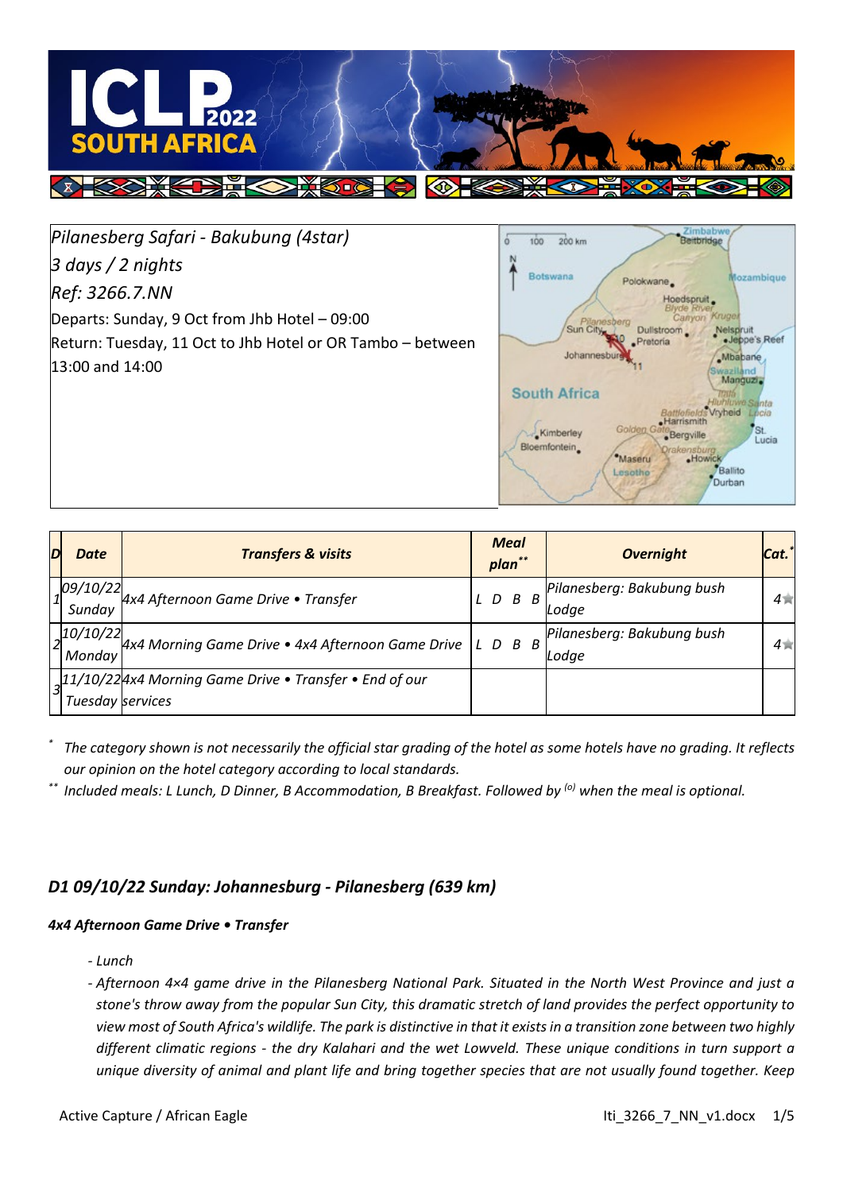*Pilanesberg Safari - Bakubung (4star)*
*3 days / 2 nights*
*Ref: 3266.7.NN*

Departs: Sunday, 9 Oct from Jhb Hotel – 09:00
Return: Tuesday, 11 Oct to Jhb Hotel or OR Tambo – between 13:00 and 14:00

| D | Date | Transfers & visits | Meal plan** | Overnight | Cat.* |
|---|---|---|---|---|---|
| 1 | 09/10/22 Sunday | 4x4 Afternoon Game Drive • Transfer | L D B B | Pilanesberg: Bakubung bush Lodge | 4★ |
| 2 | 10/10/22 Monday | 4x4 Morning Game Drive • 4x4 Afternoon Game Drive | L D B B | Pilanesberg: Bakubung bush Lodge | 4★ |
| 3 | 11/10/22 Tuesday | 4x4 Morning Game Drive • Transfer • End of our services | | | |

\* *The category shown is not necessarily the official star grading of the hotel as some hotels have no grading. It reflects our opinion on the hotel category according to local standards.*

\*\* *Included meals: L Lunch, D Dinner, B Accommodation, B Breakfast. Followed by (o) when the meal is optional.*

## *D1 09/10/22 Sunday: Johannesburg - Pilanesberg (639 km)*

***4x4 Afternoon Game Drive • Transfer***

- *Lunch*
- *Afternoon 4×4 game drive in the Pilanesberg National Park. Situated in the North West Province and just a stone's throw away from the popular Sun City, this dramatic stretch of land provides the perfect opportunity to view most of South Africa's wildlife. The park is distinctive in that it exists in a transition zone between two highly different climatic regions - the dry Kalahari and the wet Lowveld. These unique conditions in turn support a unique diversity of animal and plant life and bring together species that are not usually found together. Keep*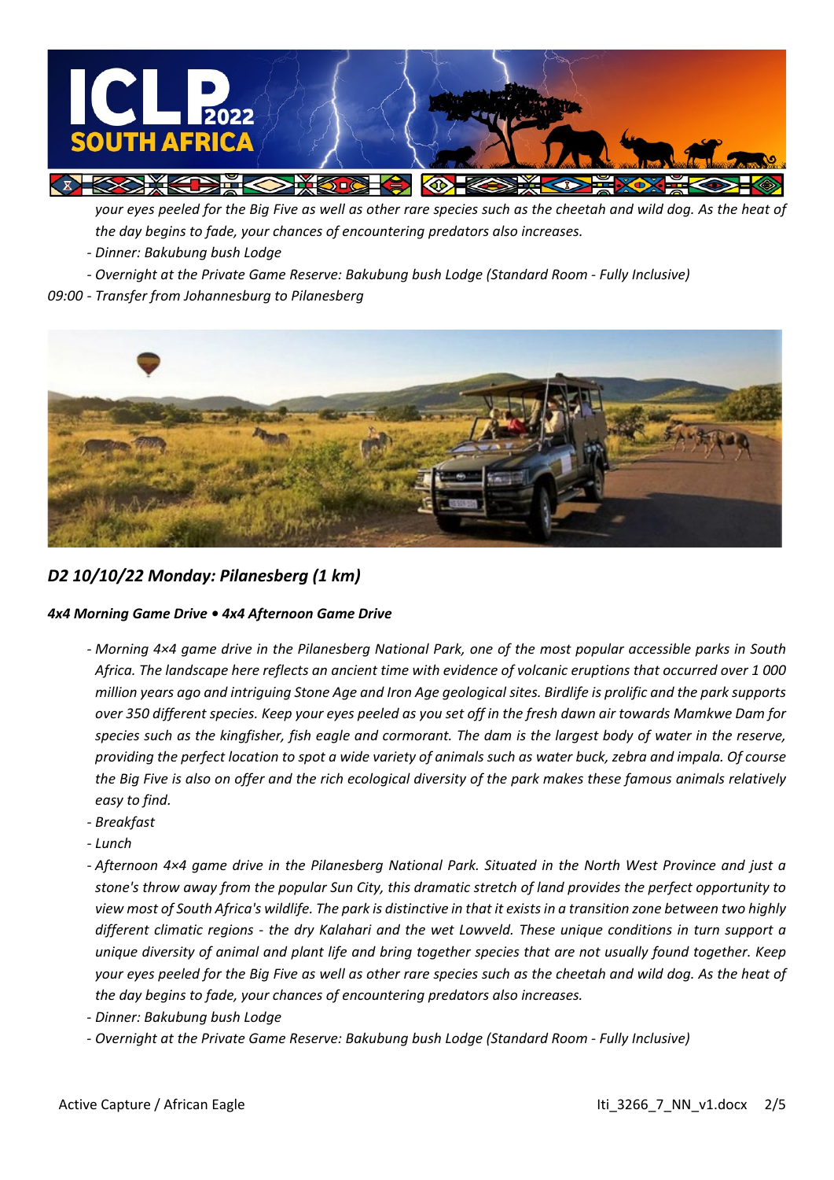your eyes peeled for the Big Five as well as other rare species such as the cheetah and wild dog. As the heat of the day begins to fade, your chances of encountering predators also increases.

- Dinner: Bakubung bush Lodge
- Overnight at the Private Game Reserve: Bakubung bush Lodge (Standard Room - Fully Inclusive)

*09:00 - Transfer from Johannesburg to Pilanesberg*

## *D2 10/10/22 Monday: Pilanesberg (1 km)*

***4x4 Morning Game Drive • 4x4 Afternoon Game Drive***

- *Morning 4×4 game drive in the Pilanesberg National Park, one of the most popular accessible parks in South Africa. The landscape here reflects an ancient time with evidence of volcanic eruptions that occurred over 1 000 million years ago and intriguing Stone Age and Iron Age geological sites. Birdlife is prolific and the park supports over 350 different species. Keep your eyes peeled as you set off in the fresh dawn air towards Mamkwe Dam for species such as the kingfisher, fish eagle and cormorant. The dam is the largest body of water in the reserve, providing the perfect location to spot a wide variety of animals such as water buck, zebra and impala. Of course the Big Five is also on offer and the rich ecological diversity of the park makes these famous animals relatively easy to find.*
- *Breakfast*
- *Lunch*
- *Afternoon 4×4 game drive in the Pilanesberg National Park. Situated in the North West Province and just a stone's throw away from the popular Sun City, this dramatic stretch of land provides the perfect opportunity to view most of South Africa's wildlife. The park is distinctive in that it exists in a transition zone between two highly different climatic regions - the dry Kalahari and the wet Lowveld. These unique conditions in turn support a unique diversity of animal and plant life and bring together species that are not usually found together. Keep your eyes peeled for the Big Five as well as other rare species such as the cheetah and wild dog. As the heat of the day begins to fade, your chances of encountering predators also increases.*
- *Dinner: Bakubung bush Lodge*
- *Overnight at the Private Game Reserve: Bakubung bush Lodge (Standard Room - Fully Inclusive)*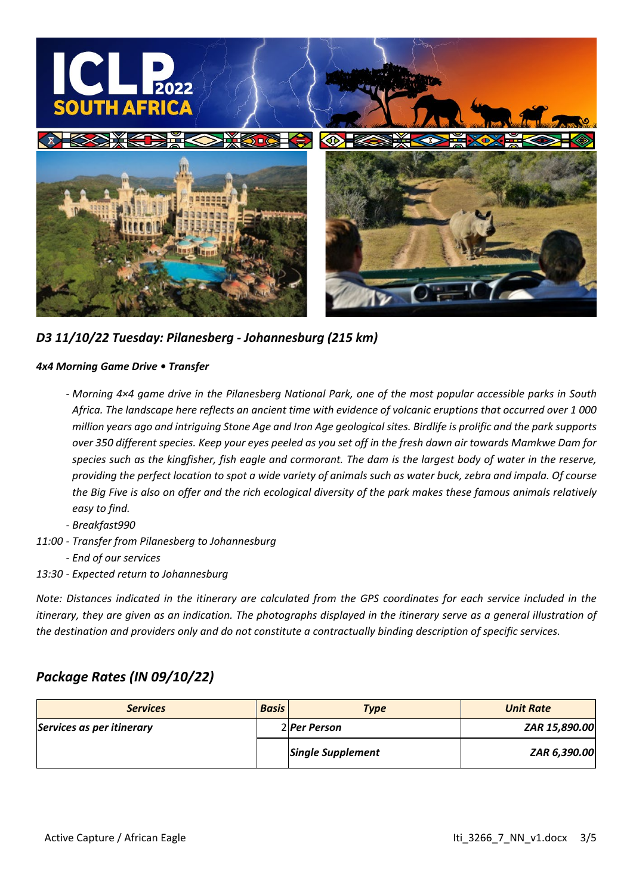### *D3 11/10/22 Tuesday: Pilanesberg - Johannesburg (215 km)*

***4x4 Morning Game Drive • Transfer***

- *Morning 4×4 game drive in the Pilanesberg National Park, one of the most popular accessible parks in South Africa. The landscape here reflects an ancient time with evidence of volcanic eruptions that occurred over 1 000 million years ago and intriguing Stone Age and Iron Age geological sites. Birdlife is prolific and the park supports over 350 different species. Keep your eyes peeled as you set off in the fresh dawn air towards Mamkwe Dam for species such as the kingfisher, fish eagle and cormorant. The dam is the largest body of water in the reserve, providing the perfect location to spot a wide variety of animals such as water buck, zebra and impala. Of course the Big Five is also on offer and the rich ecological diversity of the park makes these famous animals relatively easy to find.*
- *Breakfast990*

*11:00 - Transfer from Pilanesberg to Johannesburg*

- *End of our services*

*13:30 - Expected return to Johannesburg*

*Note: Distances indicated in the itinerary are calculated from the GPS coordinates for each service included in the itinerary, they are given as an indication. The photographs displayed in the itinerary serve as a general illustration of the destination and providers only and do not constitute a contractually binding description of specific services.*

## *Package Rates (IN 09/10/22)*

| ***Services*** | ***Basis*** | ***Type*** | ***Unit Rate*** |
|---|---|---|---|
| ***Services as per itinerary*** | 2 | ***Per Person*** | ***ZAR 15,890.00*** |
| | | ***Single Supplement*** | ***ZAR 6,390.00*** |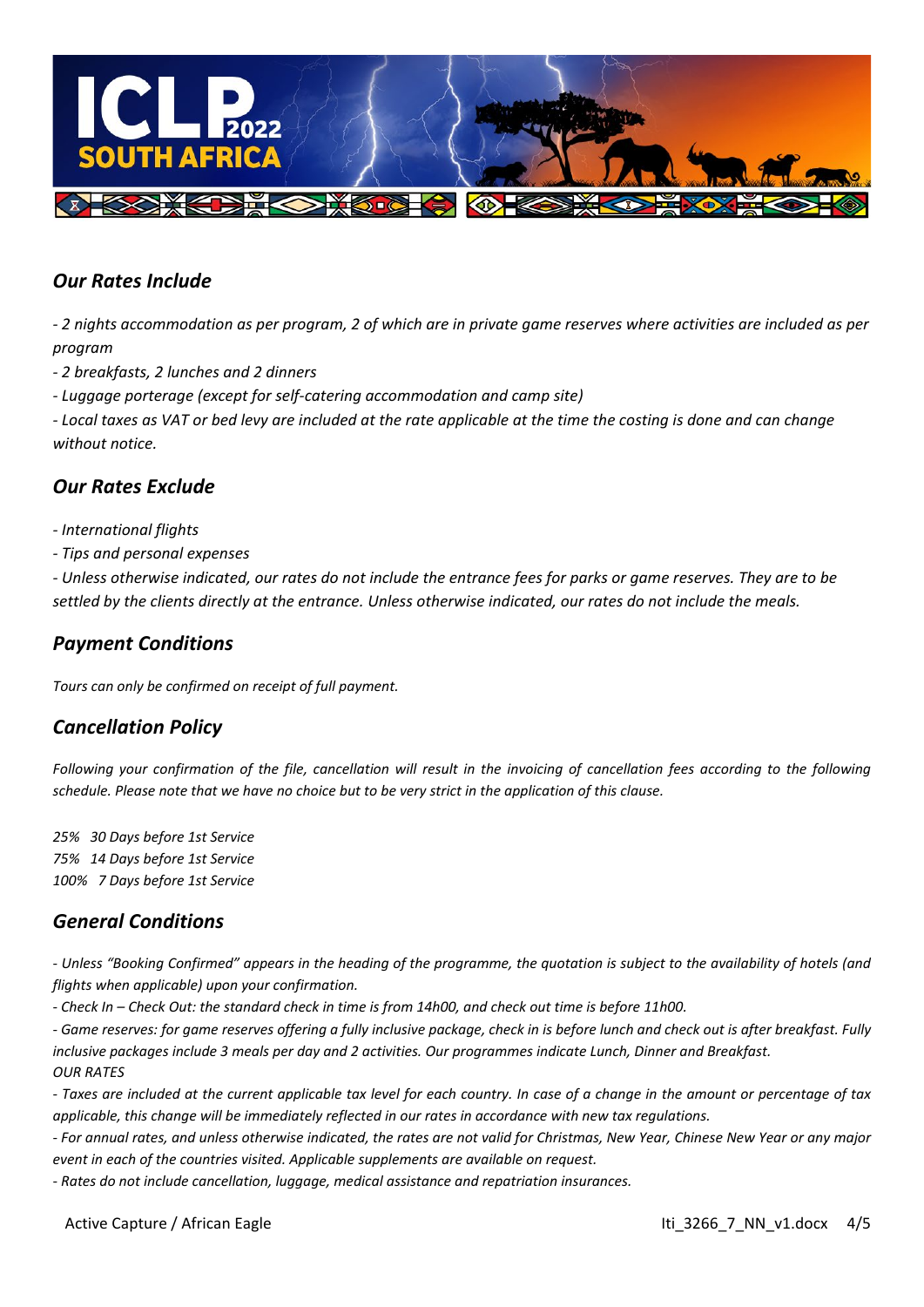## *Our Rates Include*

*- 2 nights accommodation as per program, 2 of which are in private game reserves where activities are included as per program*

*- 2 breakfasts, 2 lunches and 2 dinners*

*- Luggage porterage (except for self-catering accommodation and camp site)*

*- Local taxes as VAT or bed levy are included at the rate applicable at the time the costing is done and can change without notice.*

## *Our Rates Exclude*

*- International flights*

*- Tips and personal expenses*

*- Unless otherwise indicated, our rates do not include the entrance fees for parks or game reserves. They are to be settled by the clients directly at the entrance. Unless otherwise indicated, our rates do not include the meals.*

## *Payment Conditions*

*Tours can only be confirmed on receipt of full payment.*

## *Cancellation Policy*

*Following your confirmation of the file, cancellation will result in the invoicing of cancellation fees according to the following schedule. Please note that we have no choice but to be very strict in the application of this clause.*

*25% 30 Days before 1st Service*
*75% 14 Days before 1st Service*
*100% 7 Days before 1st Service*

## *General Conditions*

*- Unless "Booking Confirmed" appears in the heading of the programme, the quotation is subject to the availability of hotels (and flights when applicable) upon your confirmation.*

*- Check In – Check Out: the standard check in time is from 14h00, and check out time is before 11h00.*

*- Game reserves: for game reserves offering a fully inclusive package, check in is before lunch and check out is after breakfast. Fully inclusive packages include 3 meals per day and 2 activities. Our programmes indicate Lunch, Dinner and Breakfast.*

*OUR RATES*

*- Taxes are included at the current applicable tax level for each country. In case of a change in the amount or percentage of tax applicable, this change will be immediately reflected in our rates in accordance with new tax regulations.*

*- For annual rates, and unless otherwise indicated, the rates are not valid for Christmas, New Year, Chinese New Year or any major event in each of the countries visited. Applicable supplements are available on request.*

*- Rates do not include cancellation, luggage, medical assistance and repatriation insurances.*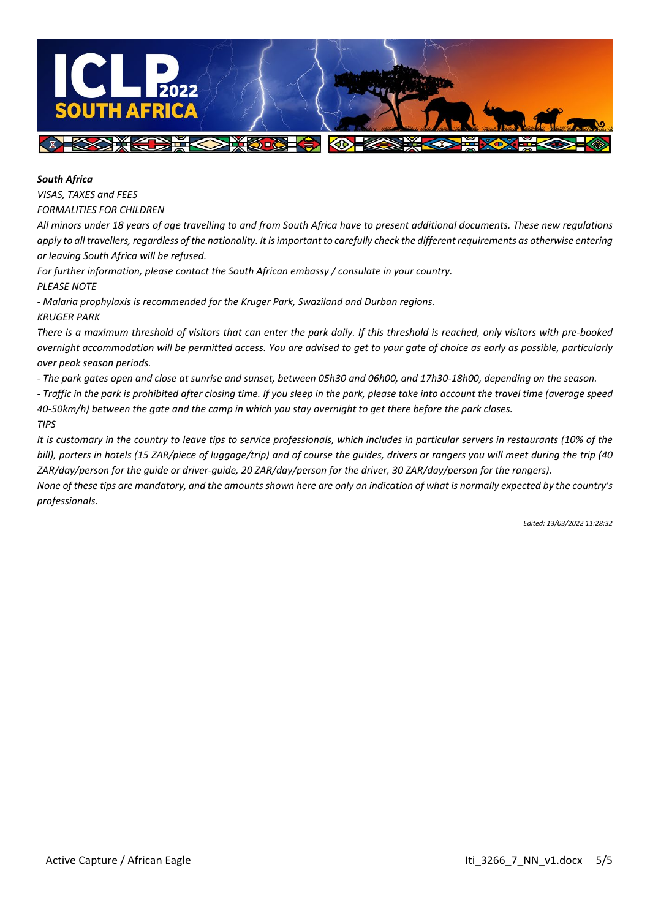***South Africa***

*VISAS, TAXES and FEES*

*FORMALITIES FOR CHILDREN*

*All minors under 18 years of age travelling to and from South Africa have to present additional documents. These new regulations apply to all travellers, regardless of the nationality. It is important to carefully check the different requirements as otherwise entering or leaving South Africa will be refused.*

*For further information, please contact the South African embassy / consulate in your country.*

*PLEASE NOTE*

*- Malaria prophylaxis is recommended for the Kruger Park, Swaziland and Durban regions.*

*KRUGER PARK*

*There is a maximum threshold of visitors that can enter the park daily. If this threshold is reached, only visitors with pre-booked overnight accommodation will be permitted access. You are advised to get to your gate of choice as early as possible, particularly over peak season periods.*

*- The park gates open and close at sunrise and sunset, between 05h30 and 06h00, and 17h30-18h00, depending on the season.*

*- Traffic in the park is prohibited after closing time. If you sleep in the park, please take into account the travel time (average speed 40-50km/h) between the gate and the camp in which you stay overnight to get there before the park closes.*

*TIPS*

*It is customary in the country to leave tips to service professionals, which includes in particular servers in restaurants (10% of the bill), porters in hotels (15 ZAR/piece of luggage/trip) and of course the guides, drivers or rangers you will meet during the trip (40 ZAR/day/person for the guide or driver-guide, 20 ZAR/day/person for the driver, 30 ZAR/day/person for the rangers).*

*None of these tips are mandatory, and the amounts shown here are only an indication of what is normally expected by the country's professionals.*

*Edited: 13/03/2022 11:28:32*